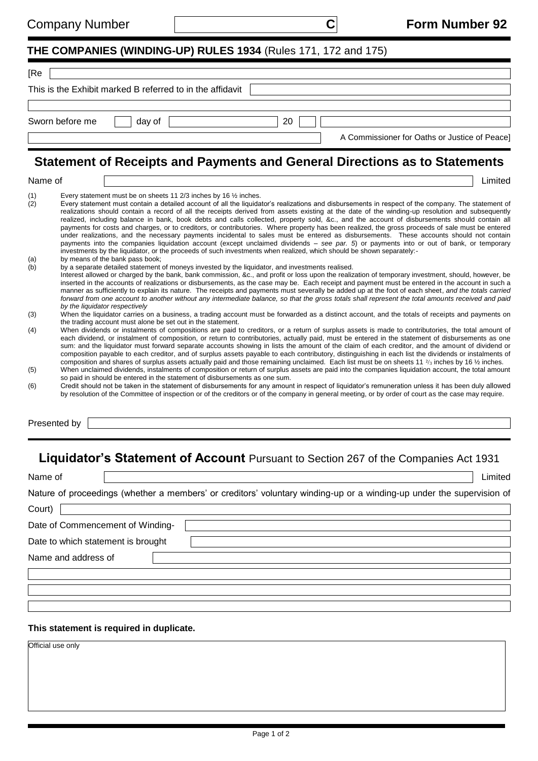Company Number | C | **Form Number 92**

**THE COMPANIES (WINDING-UP) RULES 1934** (Rules 171, 172 and 175)

[Re

This is the Exhibit marked B referred to in the affidavit

Sworn before me day of 20

A Commissioner for Oaths or Justice of Peace]

## Statement of Receipts and Payments and General Directions as to Statements

Name of Limited

(1) Every statement must be on sheets 11 2/3 inches by 16 ½ inches.

(2) Every statement must contain a detailed account of all the liquidator's realizations and disbursements in respect of the company. The statement of realizations should contain a record of all the receipts derived from assets existing at the date of the winding-up resolution and subsequently realized, including balance in bank, book debts and calls collected, property sold, &c., and the account of disbursements should contain all payments for costs and charges, or to creditors, or contributories. Where property has been realized, the gross proceeds of sale must be entered under realizations, and the necessary payments incidental to sales must be entered as disbursements. These accounts should not contain payments into the companies liquidation account (except unclaimed dividends – *see par. 5*) or payments into or out of bank, or temporary investments by the liquidator, or the proceeds of such investments when realized, which should be shown separately:-

(a) by means of the bank pass book;

(b) by a separate detailed statement of moneys invested by the liquidator, and investments realised.

Interest allowed or charged by the bank, bank commission, &c., and profit or loss upon the realization of temporary investment, should, however, be inserted in the accounts of realizations or disbursements, as the case may be. Each receipt and payment must be entered in the account in such a manner as sufficiently to explain its nature. The receipts and payments must severally be added up at the foot of each sheet, *and the totals carried forward from one account to another without any intermediate balance, so that the gross totals shall represent the total amounts received and paid by the liquidator respectively*

(3) When the liquidator carries on a business, a trading account must be forwarded as a distinct account, and the totals of receipts and payments on the trading account must alone be set out in the statement.

(4) When dividends or instalments of compositions are paid to creditors, or a return of surplus assets is made to contributories, the total amount of each dividend, or instalment of composition, or return to contributories, actually paid, must be entered in the statement of disbursements as one sum: and the liquidator must forward separate accounts showing in lists the amount of the claim of each creditor, and the amount of dividend or composition payable to each creditor, and of surplus assets payable to each contributory, distinguishing in each list the dividends or instalments of composition and shares of surplus assets actually paid and those remaining unclaimed. Each list must be on sheets 11 2/3 inches by 16 ½ inches.

(5) When unclaimed dividends, instalments of composition or return of surplus assets are paid into the companies liquidation account, the total amount so paid in should be entered in the statement of disbursements as one sum.

(6) Credit should not be taken in the statement of disbursements for any amount in respect of liquidator's remuneration unless it has been duly allowed by resolution of the Committee of inspection or of the creditors or of the company in general meeting, or by order of court as the case may require.

Presented by

## Liquidator's Statement of Account Pursuant to Section 267 of the Companies Act 1931

Name of Limited

Nature of proceedings (whether a members' or creditors' voluntary winding-up or a winding-up under the supervision of Court)

Date of Commencement of Winding-

Date to which statement is brought

Name and address of

**This statement is required in duplicate.**

Official use only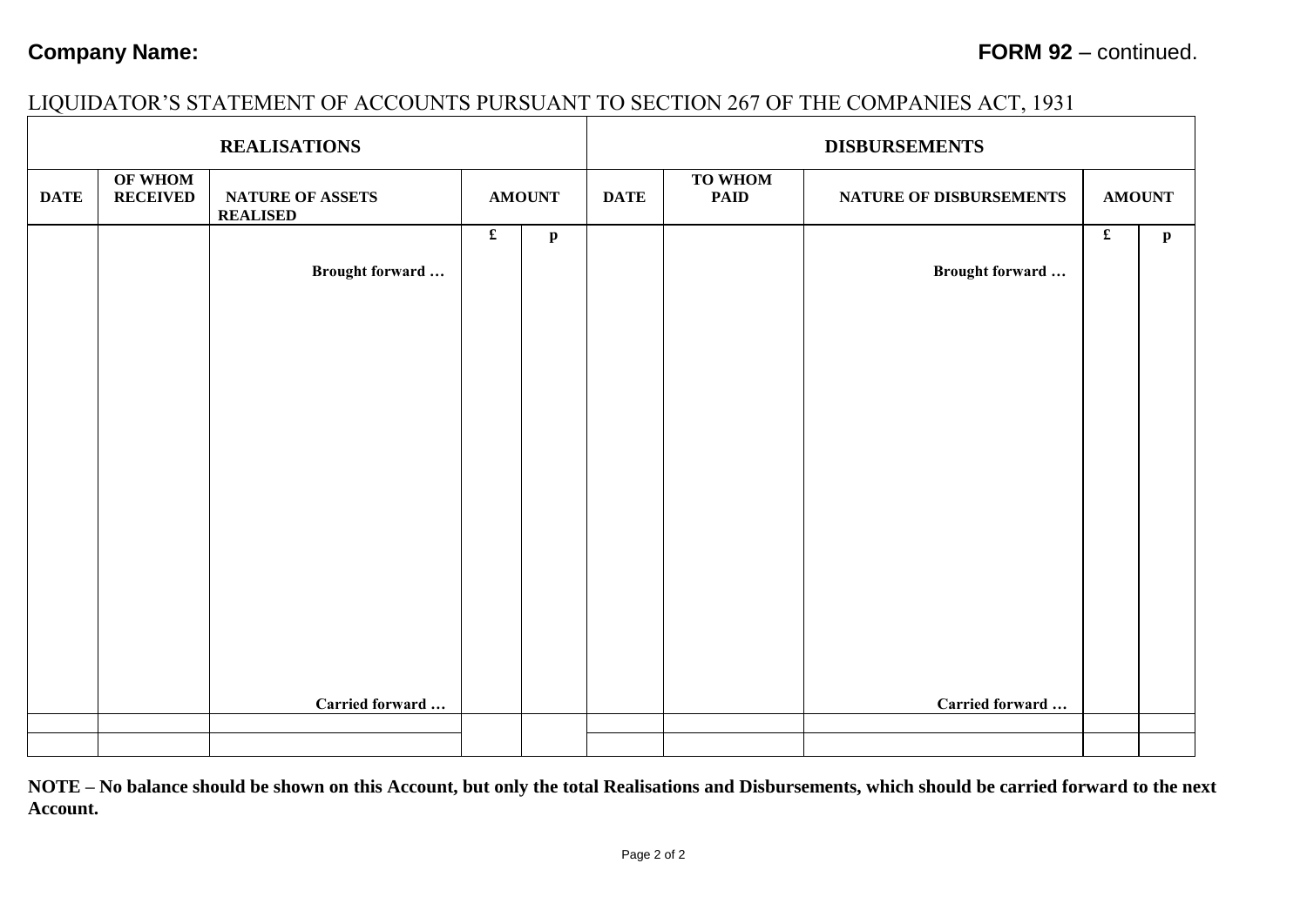**Company Name:** **FORM 92** – continued.

LIQUIDATOR'S STATEMENT OF ACCOUNTS PURSUANT TO SECTION 267 OF THE COMPANIES ACT, 1931

| REALISATIONS | | | | | DISBURSEMENTS | | | | |
|---|---|---|---|---|---|---|---|---|---|
| **DATE** | **OF WHOM RECEIVED** | **NATURE OF ASSETS REALISED** | **AMOUNT** | | **DATE** | **TO WHOM PAID** | **NATURE OF DISBURSEMENTS** | **AMOUNT** | |
| | | | **£** | **p** | | | | **£** | **p** |
| | | **Brought forward …** | | | | | **Brought forward …** | | |
| | | **Carried forward …** | | | | | **Carried forward …** | | |
| | | | | | | | | | |
| | | | | | | | | | |

**NOTE – No balance should be shown on this Account, but only the total Realisations and Disbursements, which should be carried forward to the next Account.**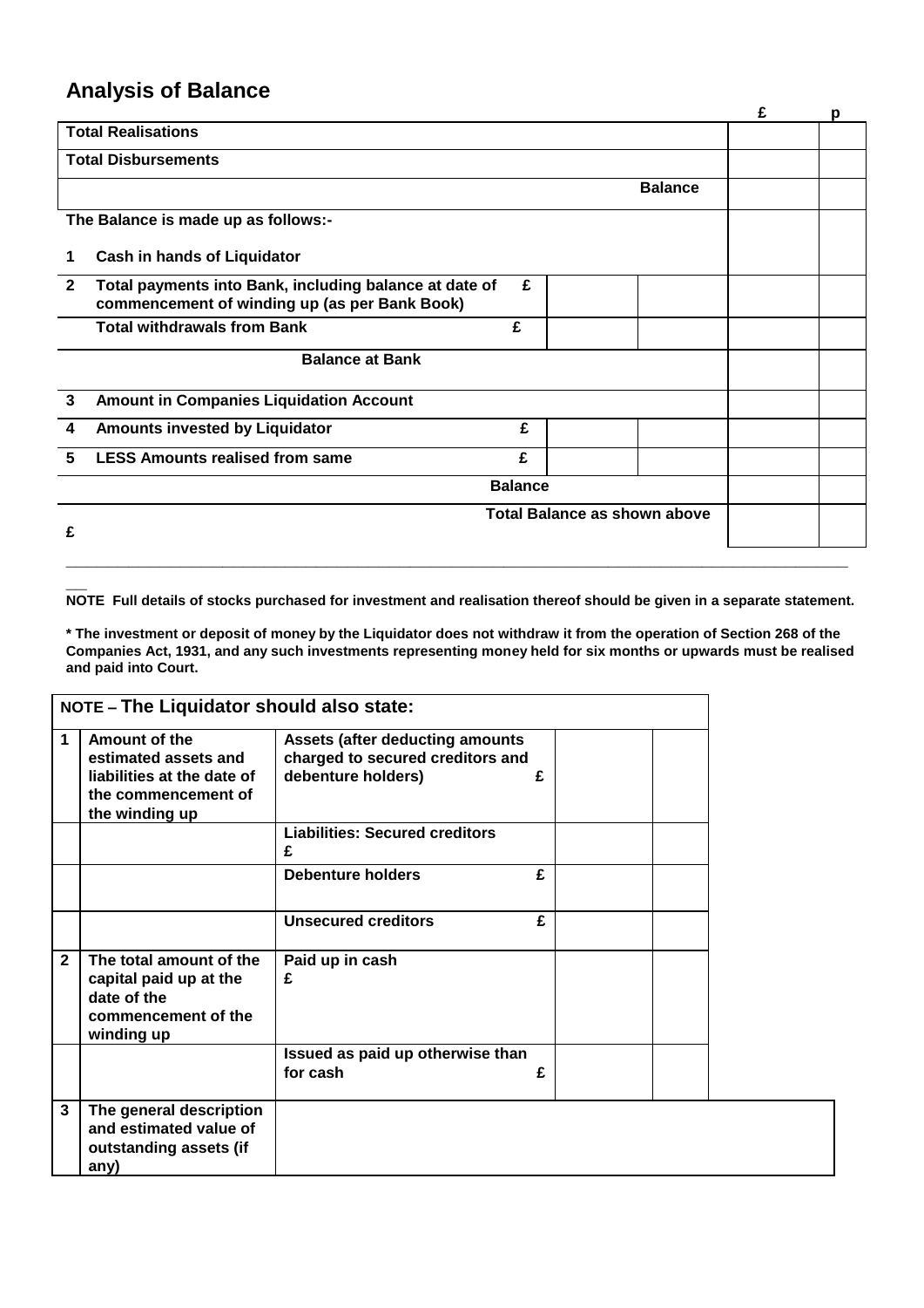## Analysis of Balance

| | | | | £ | p |
|---|---|---|---|---|---|
| **Total Realisations** | | | | | |
| **Total Disbursements** | | | | | |
| | | | **Balance** | | |
| **The Balance is made up as follows:-** | | | | | |
| **1 Cash in hands of Liquidator** | | | | | |
| **2 Total payments into Bank, including balance at date of commencement of winding up (as per Bank Book)** | **£** | | | | |
| **Total withdrawals from Bank** | **£** | | | | |
| **Balance at Bank** | | | | | |
| **3 Amount in Companies Liquidation Account** | | | | | |
| **4 Amounts invested by Liquidator** | **£** | | | | |
| **5 LESS Amounts realised from same** | **£** | | | | |
| | **Balance** | | | | |
| **£** | **Total Balance as shown above** | | | | |

**NOTE Full details of stocks purchased for investment and realisation thereof should be given in a separate statement.**

**\* The investment or deposit of money by the Liquidator does not withdraw it from the operation of Section 268 of the Companies Act, 1931, and any such investments representing money held for six months or upwards must be realised and paid into Court.**

| **NOTE – The Liquidator should also state:** | | | | |
|---|---|---|---|---|
| **1** | **Amount of the estimated assets and liabilities at the date of the commencement of the winding up** | **Assets (after deducting amounts charged to secured creditors and debenture holders) £** | | |
| | | **Liabilities: Secured creditors £** | | |
| | | **Debenture holders £** | | |
| | | **Unsecured creditors £** | | |
| **2** | **The total amount of the capital paid up at the date of the commencement of the winding up** | **Paid up in cash £** | | |
| | | **Issued as paid up otherwise than for cash £** | | |
| **3** | **The general description and estimated value of outstanding assets (if any)** | | | |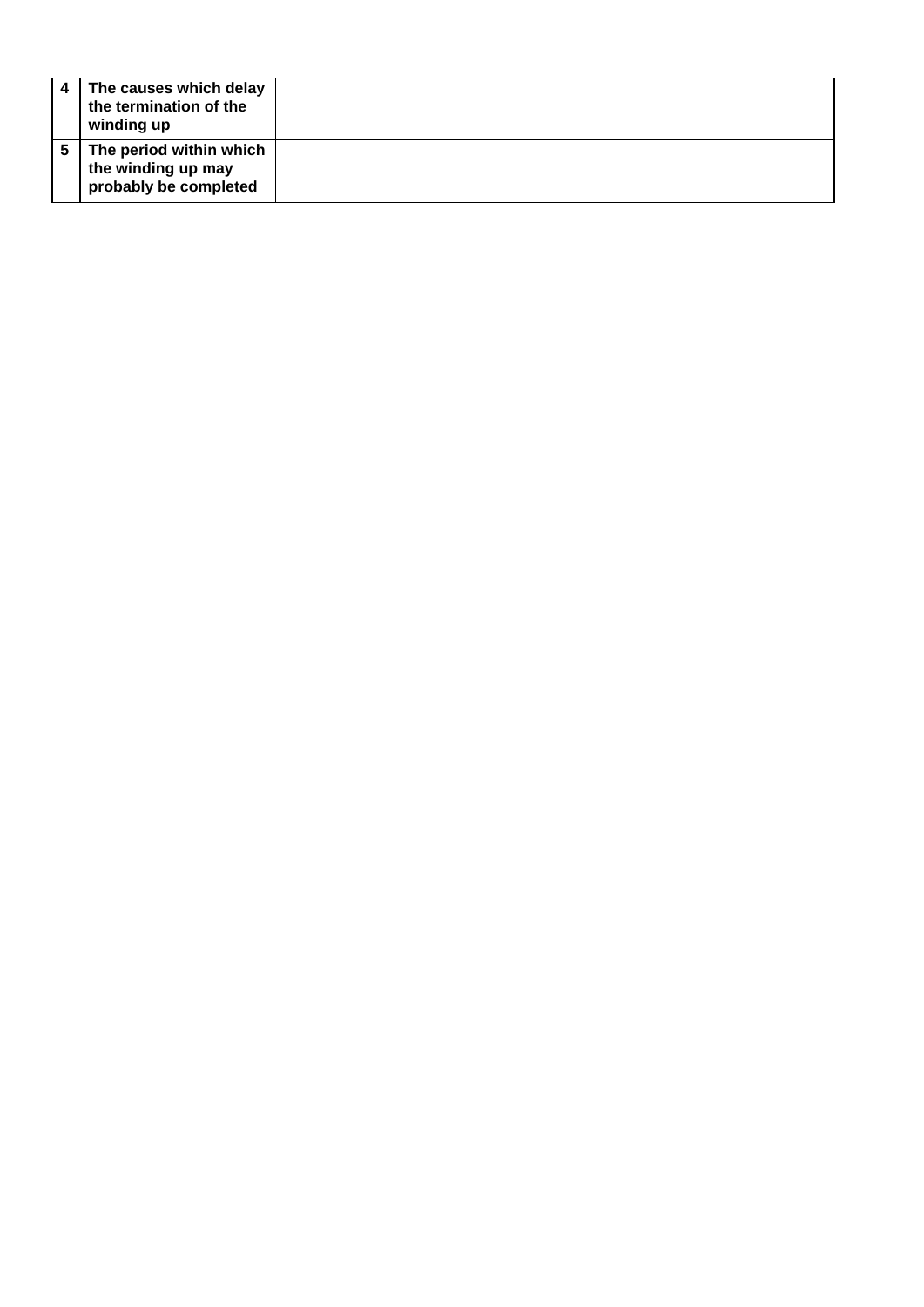| | | |
|---|---|---|
| **4** | **The causes which delay the termination of the winding up** | |
| **5** | **The period within which the winding up may probably be completed** | |